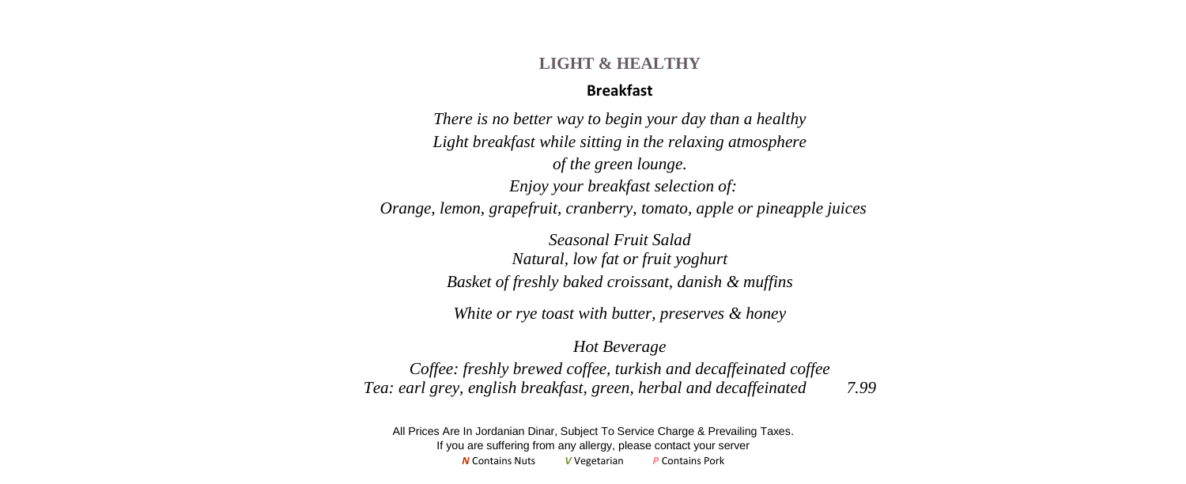## LIGHT & HEALTHY

### Breakfast

*There is no better way to begin your day than a healthy*
*Light breakfast while sitting in the relaxing atmosphere*
*of the green lounge.*
*Enjoy your breakfast selection of:*
*Orange, lemon, grapefruit, cranberry, tomato, apple or pineapple juices*

*Seasonal Fruit Salad*
*Natural, low fat or fruit yoghurt*
*Basket of freshly baked croissant, danish & muffins*

*White or rye toast with butter, preserves & honey*

*Hot Beverage*
*Coffee: freshly brewed coffee, turkish and decaffeinated coffee*
*Tea: earl grey, english breakfast, green, herbal and decaffeinated* *7.99*

All Prices Are In Jordanian Dinar, Subject To Service Charge & Prevailing Taxes.
If you are suffering from any allergy, please contact your server

***N*** Contains Nuts ***V*** Vegetarian ***P*** Contains Pork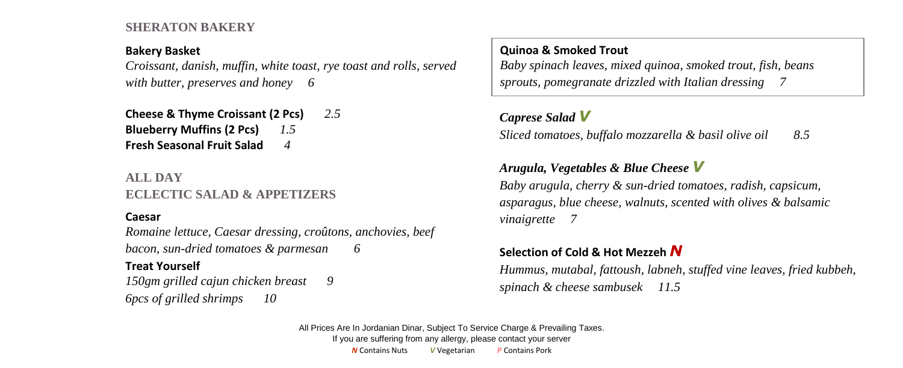## SHERATON BAKERY

**Bakery Basket**
*Croissant, danish, muffin, white toast, rye toast and rolls, served with butter, preserves and honey 6*

**Cheese & Thyme Croissant (2 Pcs)** *2.5*
**Blueberry Muffins (2 Pcs)** *1.5*
**Fresh Seasonal Fruit Salad** *4*

## ALL DAY
## ECLECTIC SALAD & APPETIZERS

**Caesar**
*Romaine lettuce, Caesar dressing, croûtons, anchovies, beef bacon, sun-dried tomatoes & parmesan 6*

**Treat Yourself**
*150gm grilled cajun chicken breast 9*
*6pcs of grilled shrimps 10*

**Quinoa & Smoked Trout**
*Baby spinach leaves, mixed quinoa, smoked trout, fish, beans sprouts, pomegranate drizzled with Italian dressing 7*

***Caprese Salad V***
*Sliced tomatoes, buffalo mozzarella & basil olive oil 8.5*

***Arugula, Vegetables & Blue Cheese V***
*Baby arugula, cherry & sun-dried tomatoes, radish, capsicum, asparagus, blue cheese, walnuts, scented with olives & balsamic vinaigrette 7*

**Selection of Cold & Hot Mezzeh *N***
*Hummus, mutabal, fattoush, labneh, stuffed vine leaves, fried kubbeh, spinach & cheese sambusek 11.5*

All Prices Are In Jordanian Dinar, Subject To Service Charge & Prevailing Taxes.
If you are suffering from any allergy, please contact your server
*N* Contains Nuts *V* Vegetarian *P* Contains Pork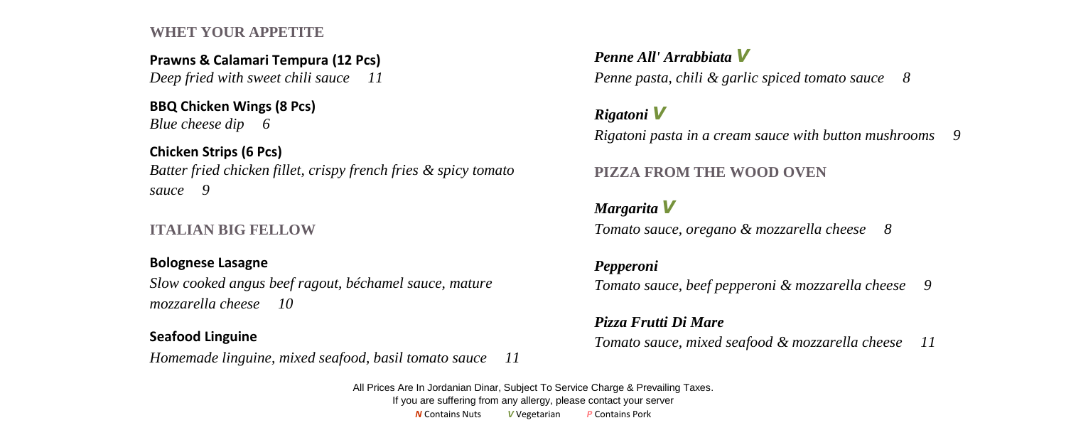## WHET YOUR APPETITE

**Prawns & Calamari Tempura (12 Pcs)**
*Deep fried with sweet chili sauce 11*

**BBQ Chicken Wings (8 Pcs)**
*Blue cheese dip 6*

**Chicken Strips (6 Pcs)**
*Batter fried chicken fillet, crispy french fries & spicy tomato sauce 9*

## ITALIAN BIG FELLOW

**Bolognese Lasagne**
*Slow cooked angus beef ragout, béchamel sauce, mature mozzarella cheese 10*

**Seafood Linguine**
*Homemade linguine, mixed seafood, basil tomato sauce 11*

***Penne All' Arrabbiata*** *V*
*Penne pasta, chili & garlic spiced tomato sauce 8*

***Rigatoni*** *V*
*Rigatoni pasta in a cream sauce with button mushrooms 9*

## PIZZA FROM THE WOOD OVEN

***Margarita*** *V*
*Tomato sauce, oregano & mozzarella cheese 8*

***Pepperoni***
*Tomato sauce, beef pepperoni & mozzarella cheese 9*

***Pizza Frutti Di Mare***
*Tomato sauce, mixed seafood & mozzarella cheese 11*

All Prices Are In Jordanian Dinar, Subject To Service Charge & Prevailing Taxes.
If you are suffering from any allergy, please contact your server
*N* Contains Nuts *V* Vegetarian *P* Contains Pork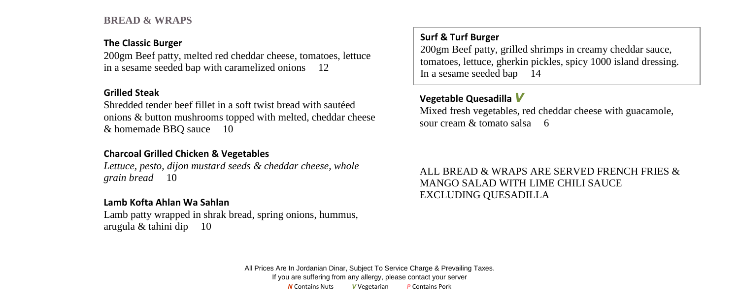## BREAD & WRAPS

### The Classic Burger

200gm Beef patty, melted red cheddar cheese, tomatoes, lettuce in a sesame seeded bap with caramelized onions 12

### Grilled Steak

Shredded tender beef fillet in a soft twist bread with sautéed onions & button mushrooms topped with melted, cheddar cheese & homemade BBQ sauce 10

### Charcoal Grilled Chicken & Vegetables

*Lettuce, pesto, dijon mustard seeds & cheddar cheese, whole grain bread* 10

### Lamb Kofta Ahlan Wa Sahlan

Lamb patty wrapped in shrak bread, spring onions, hummus, arugula & tahini dip 10

### Surf & Turf Burger

200gm Beef patty, grilled shrimps in creamy cheddar sauce, tomatoes, lettuce, gherkin pickles, spicy 1000 island dressing. In a sesame seeded bap 14

### Vegetable Quesadilla *V*

Mixed fresh vegetables, red cheddar cheese with guacamole, sour cream & tomato salsa 6

ALL BREAD & WRAPS ARE SERVED FRENCH FRIES & MANGO SALAD WITH LIME CHILI SAUCE EXCLUDING QUESADILLA

All Prices Are In Jordanian Dinar, Subject To Service Charge & Prevailing Taxes.
If you are suffering from any allergy, please contact your server
*N* Contains Nuts *V* Vegetarian *P* Contains Pork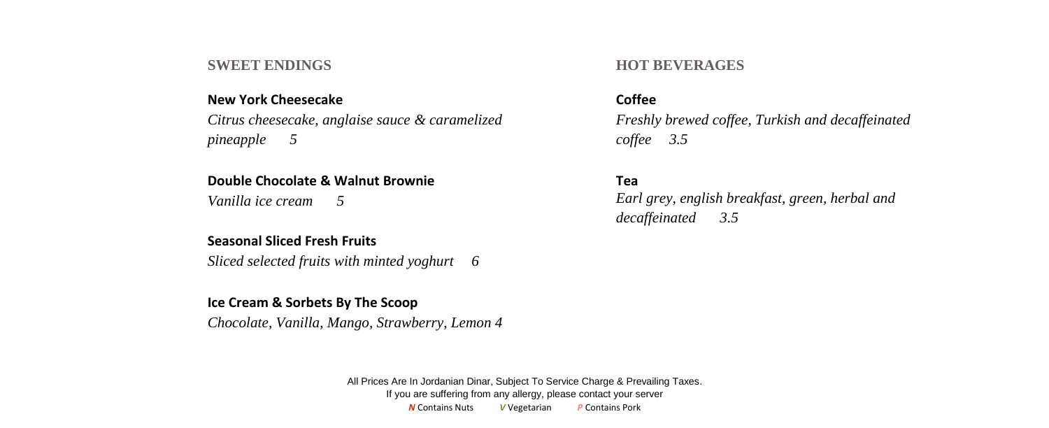## SWEET ENDINGS

**New York Cheesecake**
*Citrus cheesecake, anglaise sauce & caramelized pineapple 5*

**Double Chocolate & Walnut Brownie**
*Vanilla ice cream 5*

**Seasonal Sliced Fresh Fruits**
*Sliced selected fruits with minted yoghurt 6*

**Ice Cream & Sorbets By The Scoop**
*Chocolate, Vanilla, Mango, Strawberry, Lemon 4*

## HOT BEVERAGES

**Coffee**
*Freshly brewed coffee, Turkish and decaffeinated coffee 3.5*

**Tea**
*Earl grey, english breakfast, green, herbal and decaffeinated 3.5*

All Prices Are In Jordanian Dinar, Subject To Service Charge & Prevailing Taxes.
If you are suffering from any allergy, please contact your server

***N*** Contains Nuts ***V*** Vegetarian ***P*** Contains Pork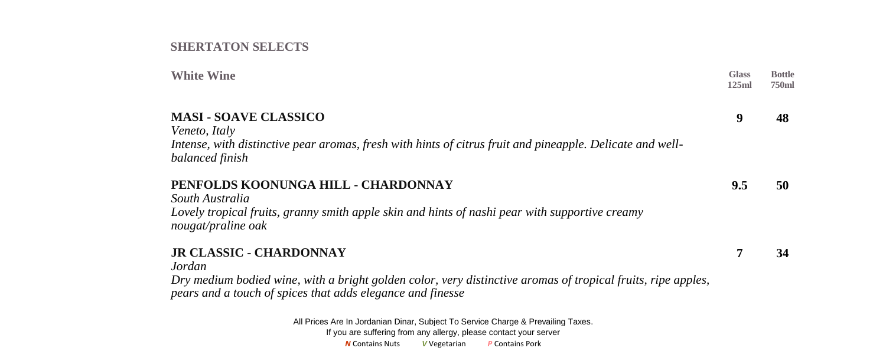## SHERTATON SELECTS

| White Wine | Glass 125ml | Bottle 750ml |
| --- | --- | --- |
| **MASI - SOAVE CLASSICO**<br>*Veneto, Italy*<br>*Intense, with distinctive pear aromas, fresh with hints of citrus fruit and pineapple. Delicate and well-balanced finish* | **9** | **48** |
| **PENFOLDS KOONUNGA HILL - CHARDONNAY**<br>*South Australia*<br>*Lovely tropical fruits, granny smith apple skin and hints of nashi pear with supportive creamy nougat/praline oak* | **9.5** | **50** |
| **JR CLASSIC - CHARDONNAY**<br>*Jordan*<br>*Dry medium bodied wine, with a bright golden color, very distinctive aromas of tropical fruits, ripe apples, pears and a touch of spices that adds elegance and finesse* | **7** | **34** |

All Prices Are In Jordanian Dinar, Subject To Service Charge & Prevailing Taxes.
If you are suffering from any allergy, please contact your server

***N*** Contains Nuts ***V*** Vegetarian ***P*** Contains Pork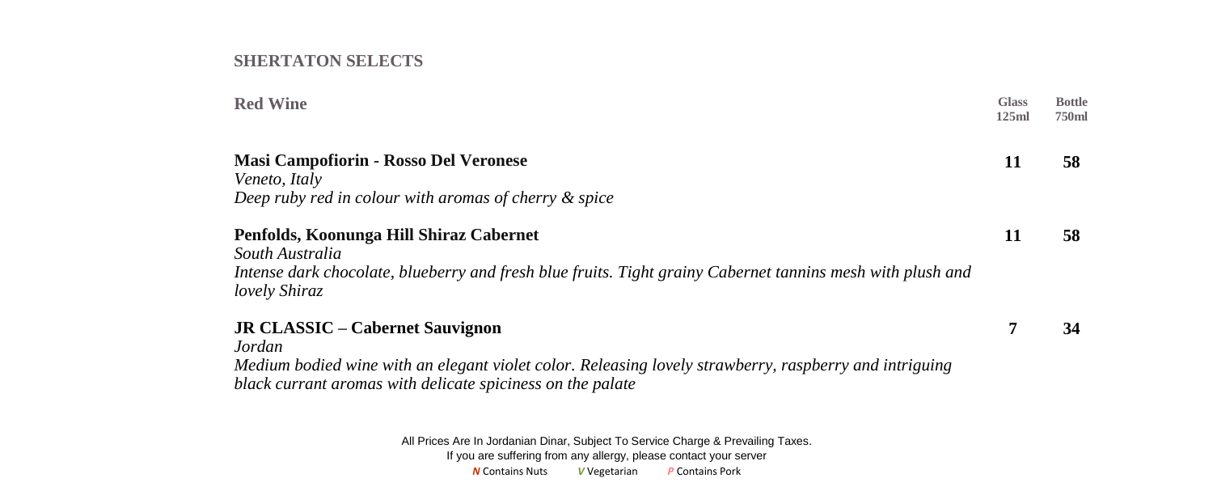## SHERTATON SELECTS

| Red Wine | Glass 125ml | Bottle 750ml |
|---|---|---|
| **Masi Campofiorin - Rosso Del Veronese**<br>*Veneto, Italy*<br>*Deep ruby red in colour with aromas of cherry & spice* | **11** | **58** |
| **Penfolds, Koonunga Hill Shiraz Cabernet**<br>*South Australia*<br>*Intense dark chocolate, blueberry and fresh blue fruits. Tight grainy Cabernet tannins mesh with plush and lovely Shiraz* | **11** | **58** |
| **JR CLASSIC – Cabernet Sauvignon**<br>*Jordan*<br>*Medium bodied wine with an elegant violet color. Releasing lovely strawberry, raspberry and intriguing black currant aromas with delicate spiciness on the palate* | **7** | **34** |

All Prices Are In Jordanian Dinar, Subject To Service Charge & Prevailing Taxes.
If you are suffering from any allergy, please contact your server

***N*** Contains Nuts *V* Vegetarian *P* Contains Pork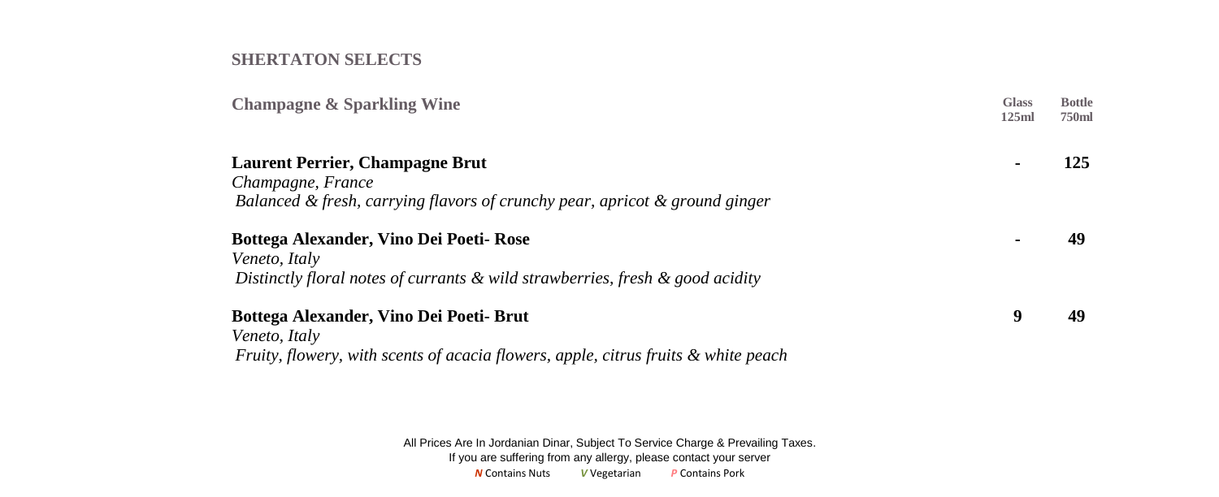## SHERTATON SELECTS

| Champagne & Sparkling Wine | Glass 125ml | Bottle 750ml |
|---|---|---|
| **Laurent Perrier, Champagne Brut**<br>*Champagne, France*<br>*Balanced & fresh, carrying flavors of crunchy pear, apricot & ground ginger* | **-** | **125** |
| **Bottega Alexander, Vino Dei Poeti- Rose**<br>*Veneto, Italy*<br>*Distinctly floral notes of currants & wild strawberries, fresh & good acidity* | **-** | **49** |
| **Bottega Alexander, Vino Dei Poeti- Brut**<br>*Veneto, Italy*<br>*Fruity, flowery, with scents of acacia flowers, apple, citrus fruits & white peach* | **9** | **49** |

All Prices Are In Jordanian Dinar, Subject To Service Charge & Prevailing Taxes.
If you are suffering from any allergy, please contact your server

***N*** Contains Nuts ***V*** Vegetarian ***P*** Contains Pork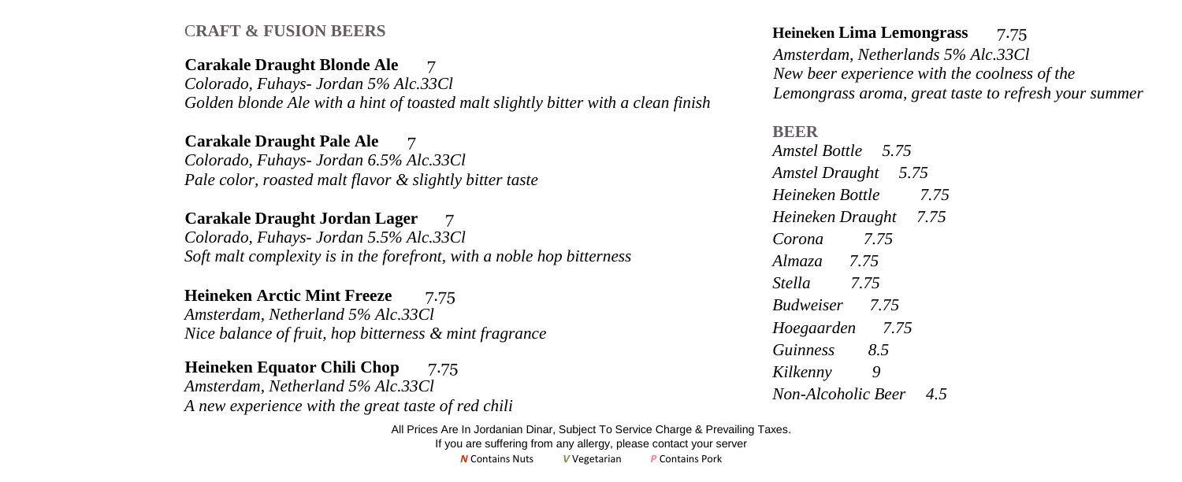## CRAFT & FUSION BEERS

**Carakale Draught Blonde Ale** 7
*Colorado, Fuhays- Jordan 5% Alc.33Cl*
*Golden blonde Ale with a hint of toasted malt slightly bitter with a clean finish*

**Carakale Draught Pale Ale** 7
*Colorado, Fuhays- Jordan 6.5% Alc.33Cl*
*Pale color, roasted malt flavor & slightly bitter taste*

**Carakale Draught Jordan Lager** 7
*Colorado, Fuhays- Jordan 5.5% Alc.33Cl*
*Soft malt complexity is in the forefront, with a noble hop bitterness*

**Heineken Arctic Mint Freeze** 7.75
*Amsterdam, Netherland 5% Alc.33Cl*
*Nice balance of fruit, hop bitterness & mint fragrance*

**Heineken Equator Chili Chop** 7.75
*Amsterdam, Netherland 5% Alc.33Cl*
*A new experience with the great taste of red chili*

**Heineken Lima Lemongrass** 7.75
*Amsterdam, Netherlands 5% Alc.33Cl*
*New beer experience with the coolness of the Lemongrass aroma, great taste to refresh your summer*

## BEER

*Amstel Bottle 5.75*
*Amstel Draught 5.75*
*Heineken Bottle 7.75*
*Heineken Draught 7.75*
*Corona 7.75*
*Almaza 7.75*
*Stella 7.75*
*Budweiser 7.75*
*Hoegaarden 7.75*
*Guinness 8.5*
*Kilkenny 9*
*Non-Alcoholic Beer 4.5*

All Prices Are In Jordanian Dinar, Subject To Service Charge & Prevailing Taxes.
If you are suffering from any allergy, please contact your server
*N* Contains Nuts *V* Vegetarian *P* Contains Pork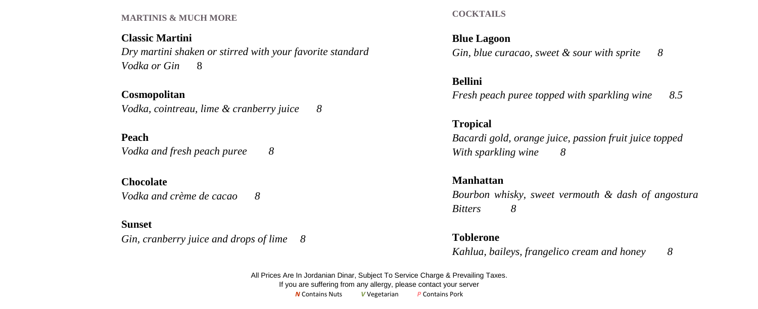## MARTINIS & MUCH MORE

**Classic Martini**
*Dry martini shaken or stirred with your favorite standard Vodka or Gin* 8

**Cosmopolitan**
*Vodka, cointreau, lime & cranberry juice 8*

**Peach**
*Vodka and fresh peach puree 8*

**Chocolate**
*Vodka and crème de cacao 8*

**Sunset**
*Gin, cranberry juice and drops of lime 8*

## COCKTAILS

**Blue Lagoon**
*Gin, blue curacao, sweet & sour with sprite 8*

**Bellini**
*Fresh peach puree topped with sparkling wine 8.5*

**Tropical**
*Bacardi gold, orange juice, passion fruit juice topped With sparkling wine 8*

**Manhattan**
*Bourbon whisky, sweet vermouth & dash of angostura Bitters 8*

**Toblerone**
*Kahlua, baileys, frangelico cream and honey 8*

All Prices Are In Jordanian Dinar, Subject To Service Charge & Prevailing Taxes.
If you are suffering from any allergy, please contact your server

***N*** Contains Nuts ***V*** Vegetarian ***P*** Contains Pork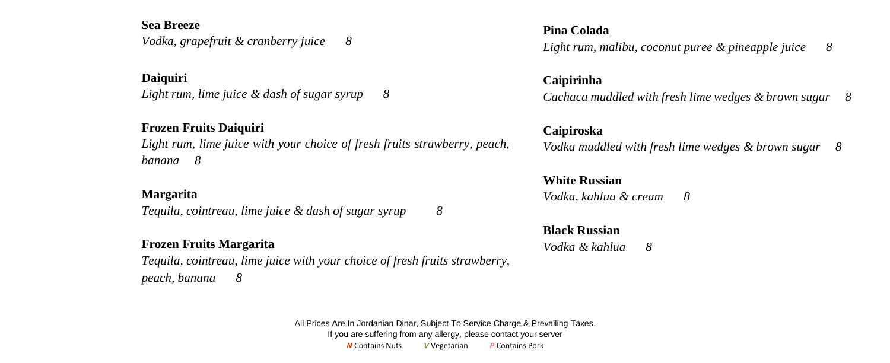**Sea Breeze**
*Vodka, grapefruit & cranberry juice 8*

**Daiquiri**
*Light rum, lime juice & dash of sugar syrup 8*

**Frozen Fruits Daiquiri**
*Light rum, lime juice with your choice of fresh fruits strawberry, peach, banana 8*

**Margarita**
*Tequila, cointreau, lime juice & dash of sugar syrup 8*

**Frozen Fruits Margarita**
*Tequila, cointreau, lime juice with your choice of fresh fruits strawberry, peach, banana 8*

**Pina Colada**
*Light rum, malibu, coconut puree & pineapple juice 8*

**Caipirinha**
*Cachaca muddled with fresh lime wedges & brown sugar 8*

**Caipiroska**
*Vodka muddled with fresh lime wedges & brown sugar 8*

**White Russian**
*Vodka, kahlua & cream 8*

**Black Russian**
*Vodka & kahlua 8*

All Prices Are In Jordanian Dinar, Subject To Service Charge & Prevailing Taxes.
If you are suffering from any allergy, please contact your server
***N*** Contains Nuts ***V*** Vegetarian ***P*** Contains Pork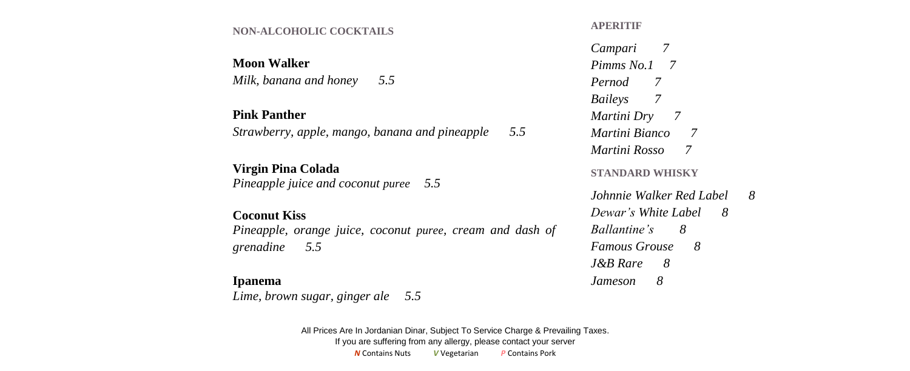## NON-ALCOHOLIC COCKTAILS

**Moon Walker**
*Milk, banana and honey 5.5*

**Pink Panther**
*Strawberry, apple, mango, banana and pineapple 5.5*

**Virgin Pina Colada**
*Pineapple juice and coconut puree 5.5*

**Coconut Kiss**
*Pineapple, orange juice, coconut puree, cream and dash of grenadine 5.5*

**Ipanema**
*Lime, brown sugar, ginger ale 5.5*

## APERITIF

*Campari 7*
*Pimms No.1 7*
*Pernod 7*
*Baileys 7*
*Martini Dry 7*
*Martini Bianco 7*
*Martini Rosso 7*

## STANDARD WHISKY

*Johnnie Walker Red Label 8*
*Dewar's White Label 8*
*Ballantine's 8*
*Famous Grouse 8*
*J&B Rare 8*
*Jameson 8*

All Prices Are In Jordanian Dinar, Subject To Service Charge & Prevailing Taxes.
If you are suffering from any allergy, please contact your server
*N* Contains Nuts *V* Vegetarian *P* Contains Pork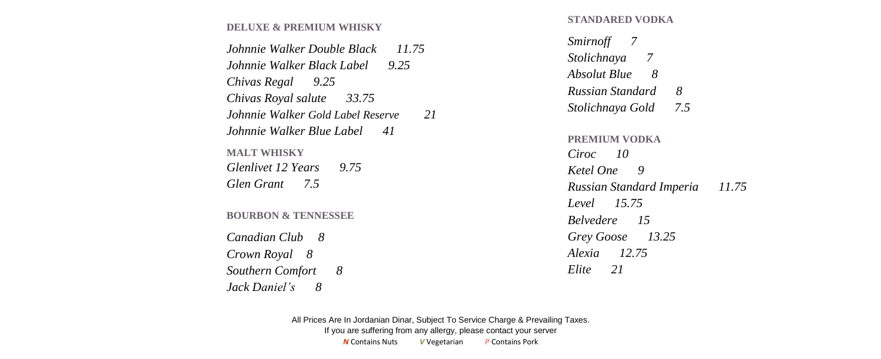## DELUXE & PREMIUM WHISKY

*Johnnie Walker Double Black 11.75*
*Johnnie Walker Black Label 9.25*
*Chivas Regal 9.25*
*Chivas Royal salute 33.75*
*Johnnie Walker Gold Label Reserve 21*
*Johnnie Walker Blue Label 41*

## MALT WHISKY

*Glenlivet 12 Years 9.75*
*Glen Grant 7.5*

## BOURBON & TENNESSEE

*Canadian Club 8*
*Crown Royal 8*
*Southern Comfort 8*
*Jack Daniel's 8*

## STANDARED VODKA

*Smirnoff 7*
*Stolichnaya 7*
*Absolut Blue 8*
*Russian Standard 8*
*Stolichnaya Gold 7.5*

## PREMIUM VODKA

*Ciroc 10*
*Ketel One 9*
*Russian Standard Imperia 11.75*
*Level 15.75*
*Belvedere 15*
*Grey Goose 13.25*
*Alexia 12.75*
*Elite 21*

All Prices Are In Jordanian Dinar, Subject To Service Charge & Prevailing Taxes.
If you are suffering from any allergy, please contact your server
*N* Contains Nuts *V* Vegetarian *P* Contains Pork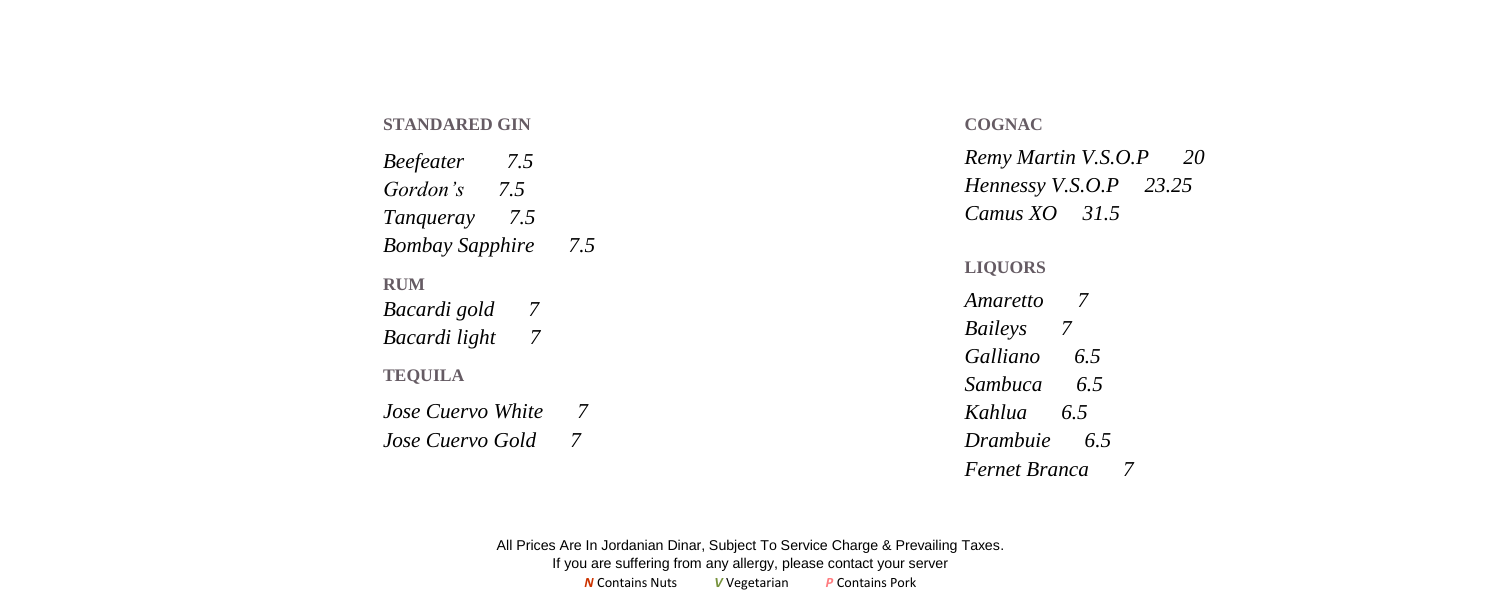## STANDARED GIN

*Beefeater 7.5*
*Gordon's 7.5*
*Tanqueray 7.5*
*Bombay Sapphire 7.5*

## RUM

*Bacardi gold 7*
*Bacardi light 7*

## TEQUILA

*Jose Cuervo White 7*
*Jose Cuervo Gold 7*

## COGNAC

*Remy Martin V.S.O.P 20*
*Hennessy V.S.O.P 23.25*
*Camus XO 31.5*

## LIQUORS

*Amaretto 7*
*Baileys 7*
*Galliano 6.5*
*Sambuca 6.5*
*Kahlua 6.5*
*Drambuie 6.5*
*Fernet Branca 7*

All Prices Are In Jordanian Dinar, Subject To Service Charge & Prevailing Taxes.
If you are suffering from any allergy, please contact your server

***N*** Contains Nuts ***V*** Vegetarian ***P*** Contains Pork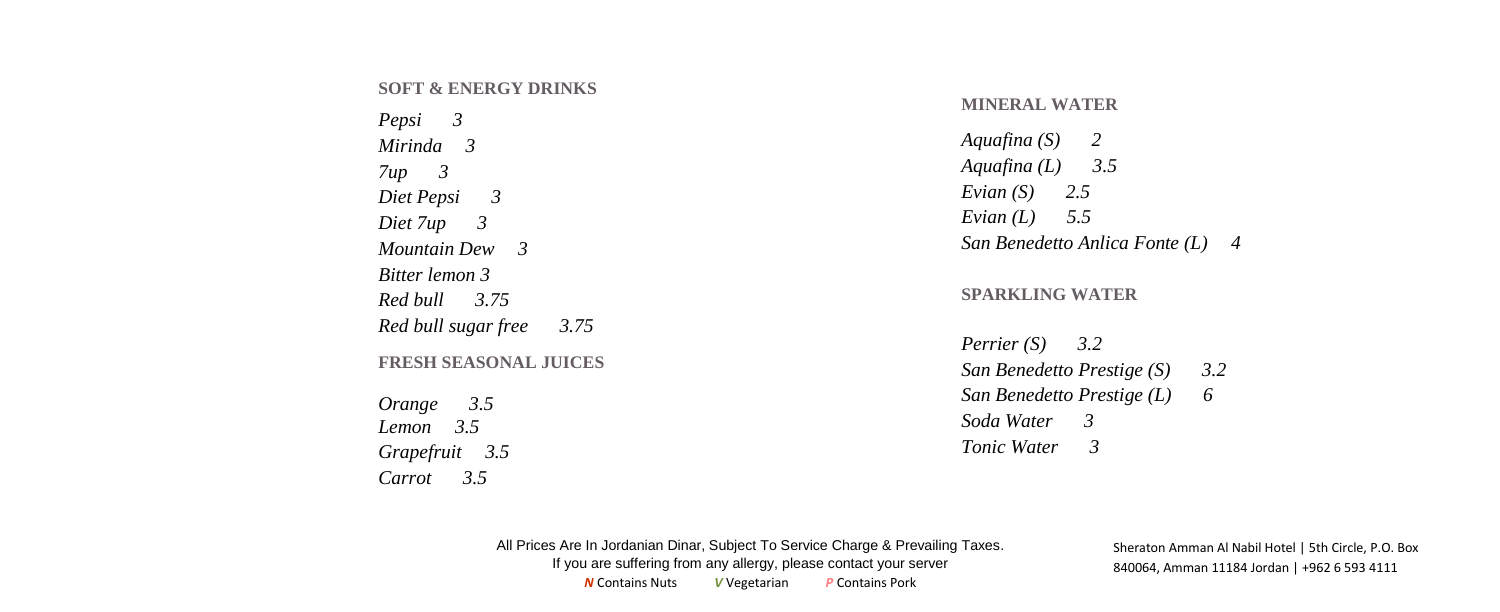## SOFT & ENERGY DRINKS

*Pepsi 3*
*Mirinda 3*
*7up 3*
*Diet Pepsi 3*
*Diet 7up 3*
*Mountain Dew 3*
*Bitter lemon 3*
*Red bull 3.75*
*Red bull sugar free 3.75*

## FRESH SEASONAL JUICES

*Orange 3.5*
*Lemon 3.5*
*Grapefruit 3.5*
*Carrot 3.5*

## MINERAL WATER

*Aquafina (S) 2*
*Aquafina (L) 3.5*
*Evian (S) 2.5*
*Evian (L) 5.5*
*San Benedetto Anlica Fonte (L) 4*

## SPARKLING WATER

*Perrier (S) 3.2*
*San Benedetto Prestige (S) 3.2*
*San Benedetto Prestige (L) 6*
*Soda Water 3*
*Tonic Water 3*

All Prices Are In Jordanian Dinar, Subject To Service Charge & Prevailing Taxes.
If you are suffering from any allergy, please contact your server

***N*** Contains Nuts *V* Vegetarian *P* Contains Pork

Sheraton Amman Al Nabil Hotel | 5th Circle, P.O. Box 840064, Amman 11184 Jordan | +962 6 593 4111